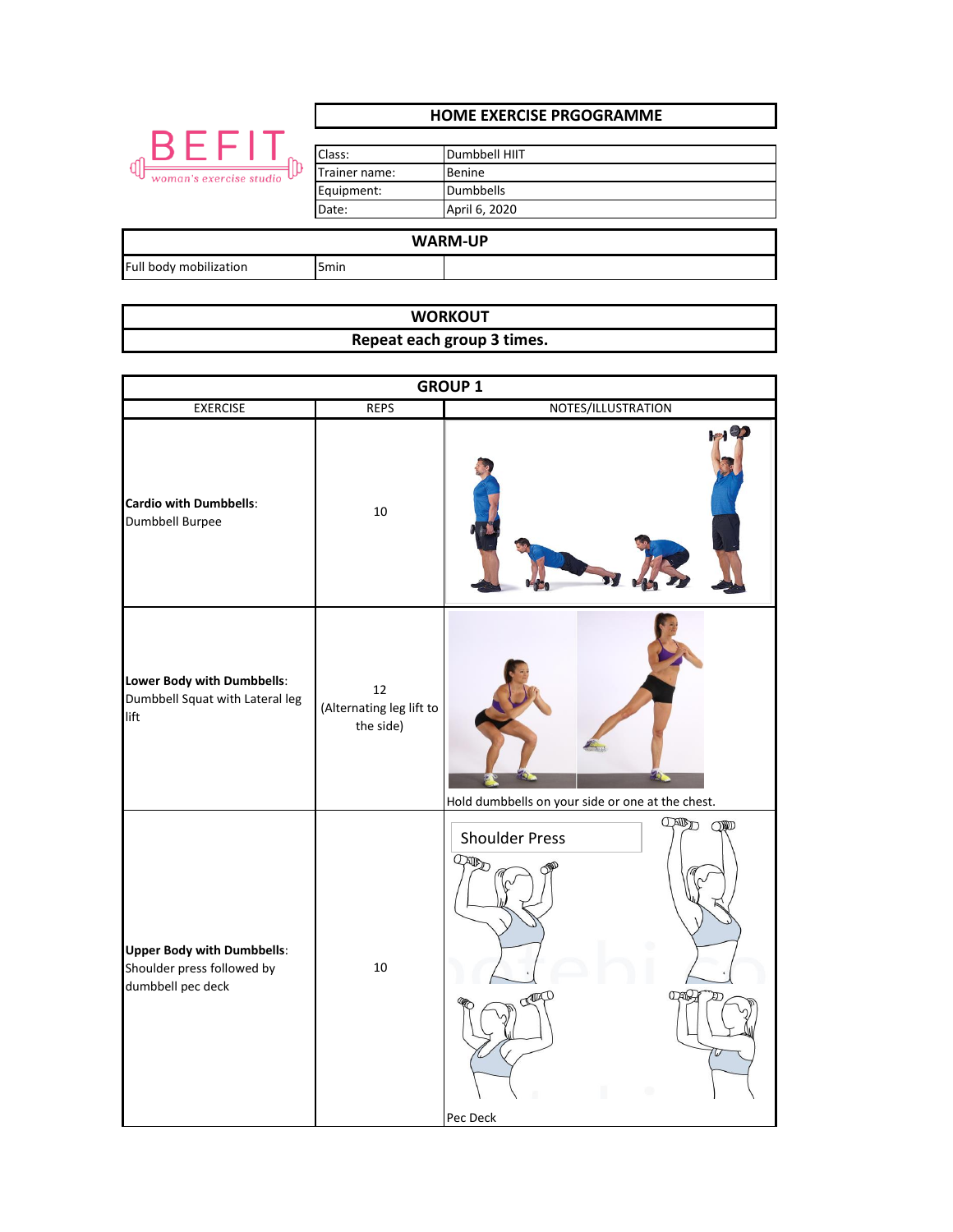BEFIT
woman's exercise studio

## HOME EXERCISE PRGOGRAMME

| | |
|---|---|
| Class: | Dumbbell HIIT |
| Trainer name: | Benine |
| Equipment: | Dumbbells |
| Date: | April 6, 2020 |

## WARM-UP

| | | |
|---|---|---|
| Full body mobilization | 5min | |

## WORKOUT

**Repeat each group 3 times.**

### GROUP 1

| EXERCISE | REPS | NOTES/ILLUSTRATION |
|---|---|---|
| **Cardio with Dumbbells**: Dumbbell Burpee | 10 | |
| **Lower Body with Dumbbells**: Dumbbell Squat with Lateral leg lift | 12 (Alternating leg lift to the side) | Hold dumbbells on your side or one at the chest. |
| **Upper Body with Dumbbells**: Shoulder press followed by dumbbell pec deck | 10 | Shoulder Press<br>Pec Deck |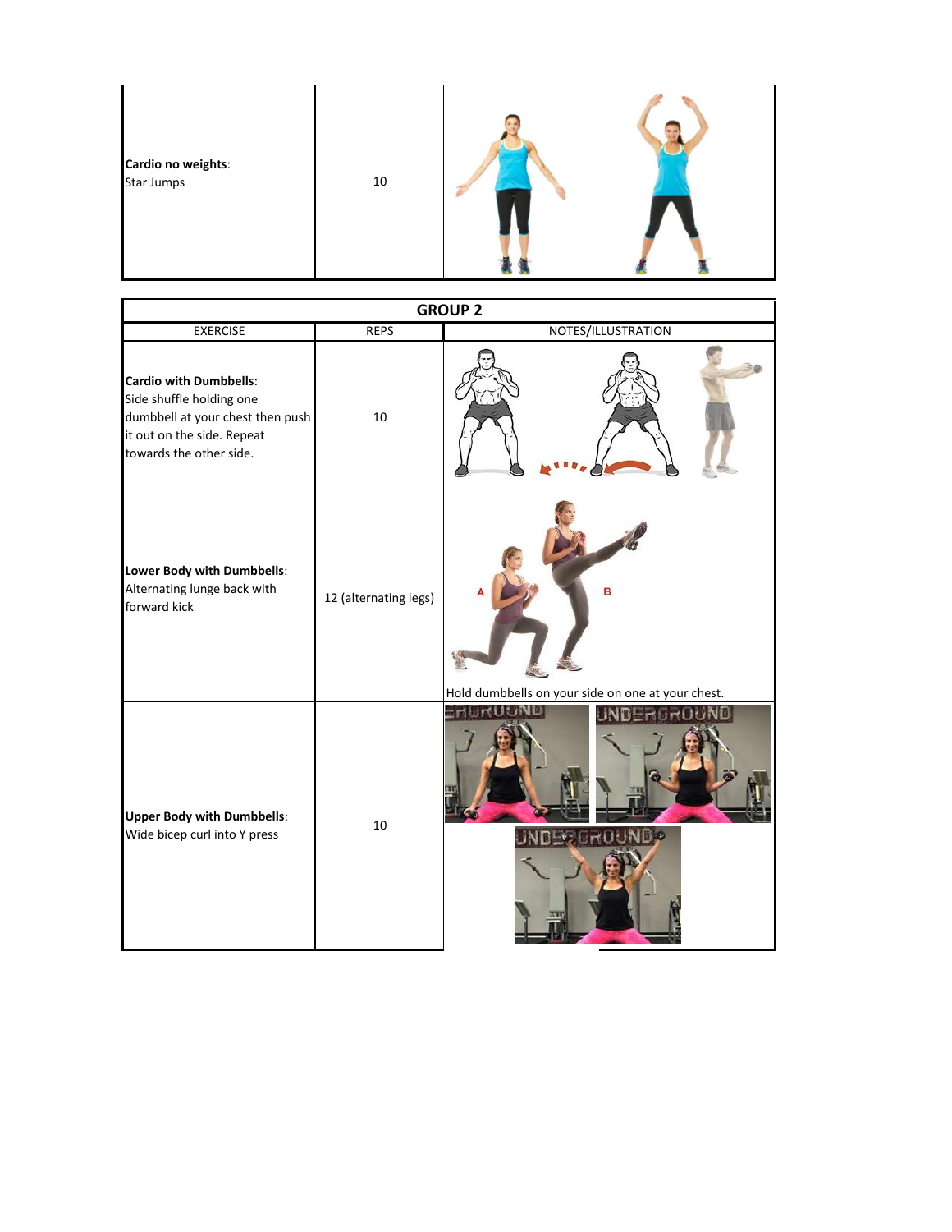| | | |
|---|---|---|
| **Cardio no weights**: Star Jumps | 10 | |

| **GROUP 2** | | |
|---|---|---|
| EXERCISE | REPS | NOTES/ILLUSTRATION |
| **Cardio with Dumbbells**: Side shuffle holding one dumbbell at your chest then push it out on the side. Repeat towards the other side. | 10 | |
| **Lower Body with Dumbbells**: Alternating lunge back with forward kick | 12 (alternating legs) | Hold dumbbells on your side on one at your chest. |
| **Upper Body with Dumbbells**: Wide bicep curl into Y press | 10 | |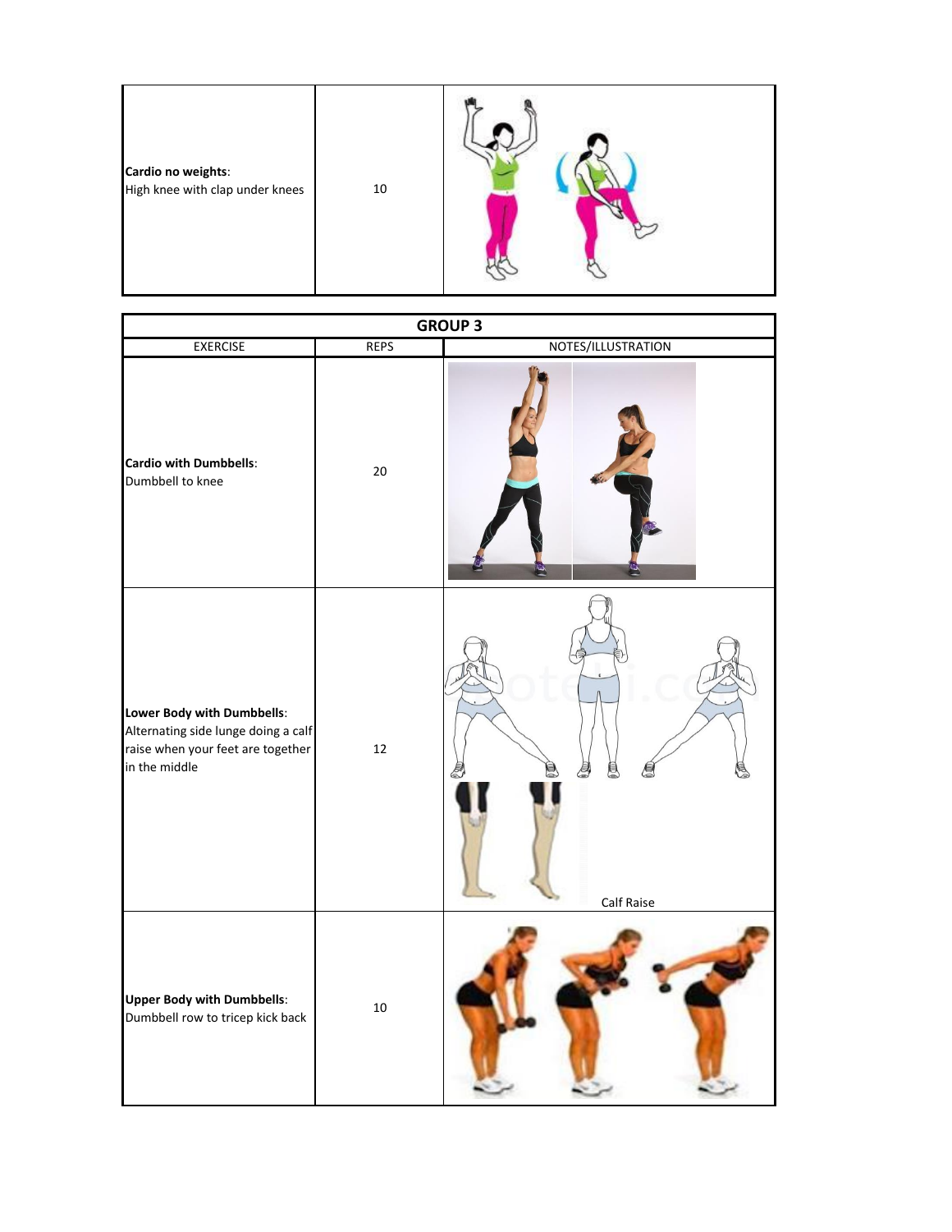| | | |
|---|---|---|
| **Cardio no weights**: High knee with clap under knees | 10 | |

| **GROUP 3** | | |
|---|---|---|
| EXERCISE | REPS | NOTES/ILLUSTRATION |
| **Cardio with Dumbbells**: Dumbbell to knee | 20 | |
| **Lower Body with Dumbbells**: Alternating side lunge doing a calf raise when your feet are together in the middle | 12 | Calf Raise |
| **Upper Body with Dumbbells**: Dumbbell row to tricep kick back | 10 | |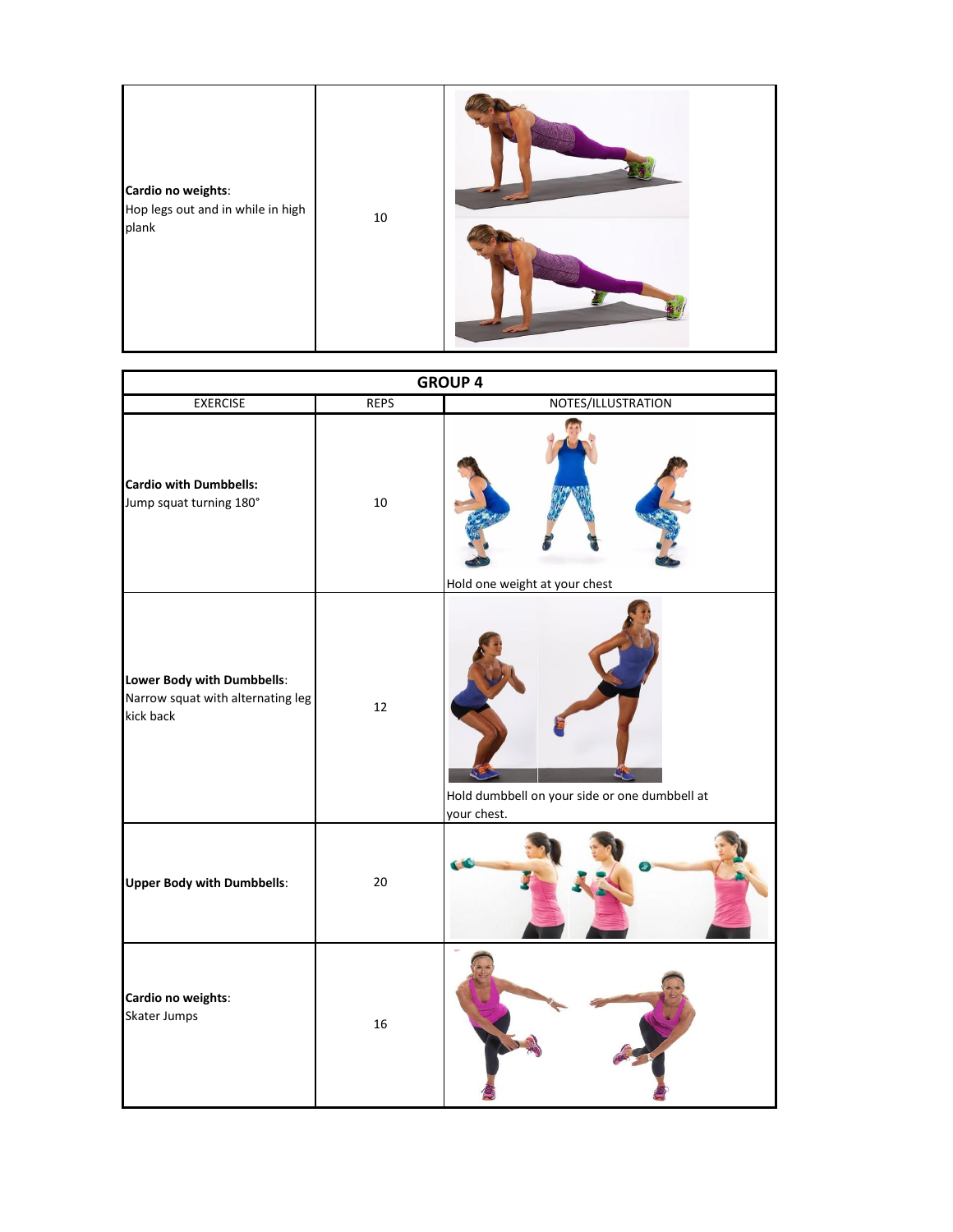| | | |
|---|---|---|
| **Cardio no weights**: Hop legs out and in while in high plank | 10 | |

| **GROUP 4** | | |
|---|---|---|
| EXERCISE | REPS | NOTES/ILLUSTRATION |
| **Cardio with Dumbbells:** Jump squat turning 180° | 10 | Hold one weight at your chest |
| **Lower Body with Dumbbells**: Narrow squat with alternating leg kick back | 12 | Hold dumbbell on your side or one dumbbell at your chest. |
| **Upper Body with Dumbbells**: | 20 | |
| **Cardio no weights**: Skater Jumps | 16 | |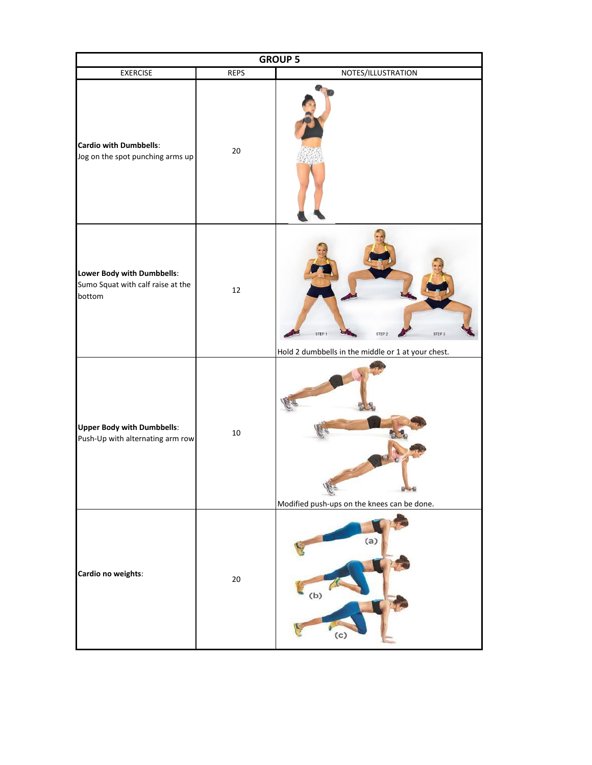| GROUP 5 | | |
|---|---|---|
| EXERCISE | REPS | NOTES/ILLUSTRATION |
| **Cardio with Dumbbells**: Jog on the spot punching arms up | 20 | |
| **Lower Body with Dumbbells**: Sumo Squat with calf raise at the bottom | 12 | STEP 1 STEP 2 STEP 3 Hold 2 dumbbells in the middle or 1 at your chest. |
| **Upper Body with Dumbbells**: Push-Up with alternating arm row | 10 | Modified push-ups on the knees can be done. |
| **Cardio no weights**: | 20 | (a) (b) (c) |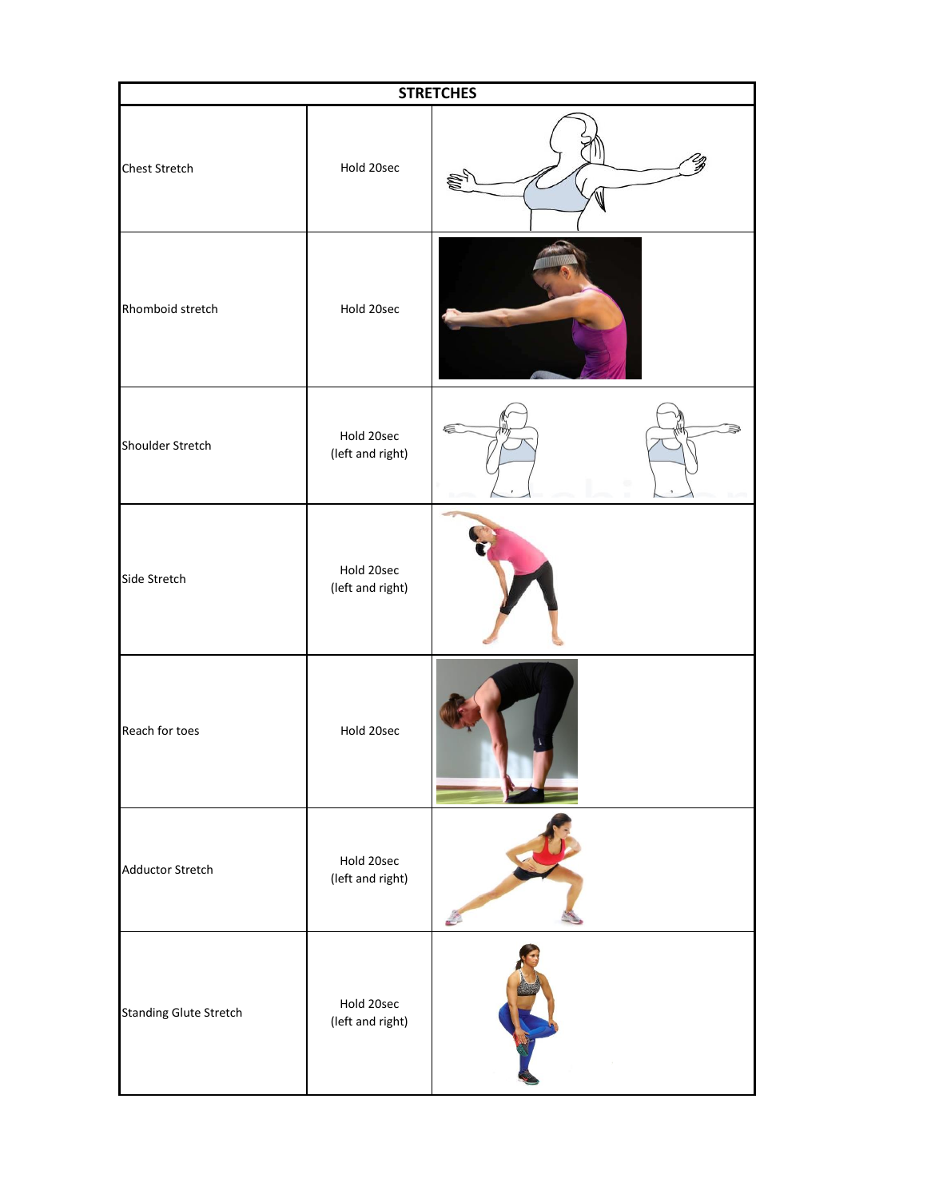| STRETCHES | | |
|---|---|---|
| Chest Stretch | Hold 20sec | |
| Rhomboid stretch | Hold 20sec | |
| Shoulder Stretch | Hold 20sec (left and right) | |
| Side Stretch | Hold 20sec (left and right) | |
| Reach for toes | Hold 20sec | |
| Adductor Stretch | Hold 20sec (left and right) | |
| Standing Glute Stretch | Hold 20sec (left and right) | |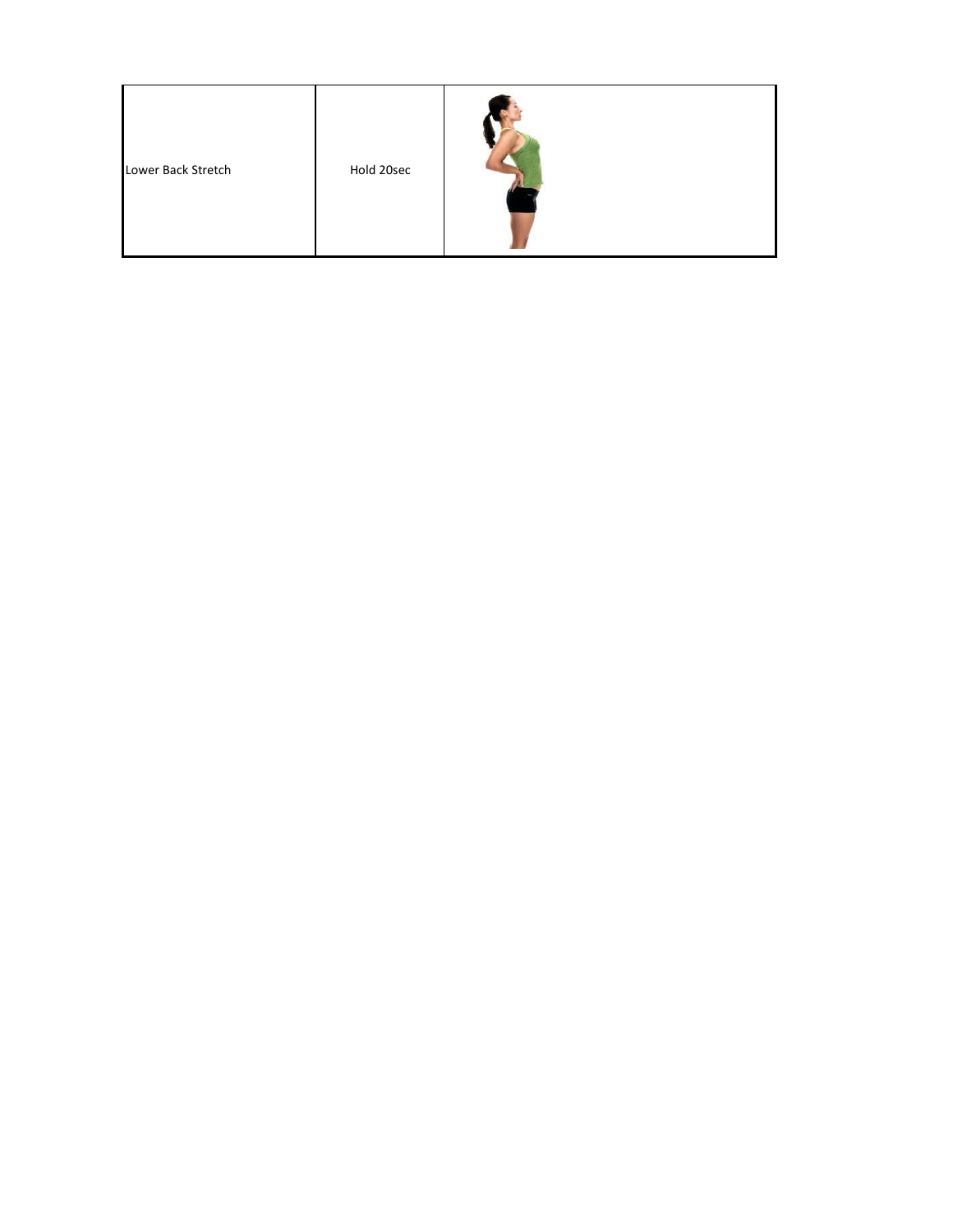| | | |
|---|---|---|
| Lower Back Stretch | Hold 20sec | |